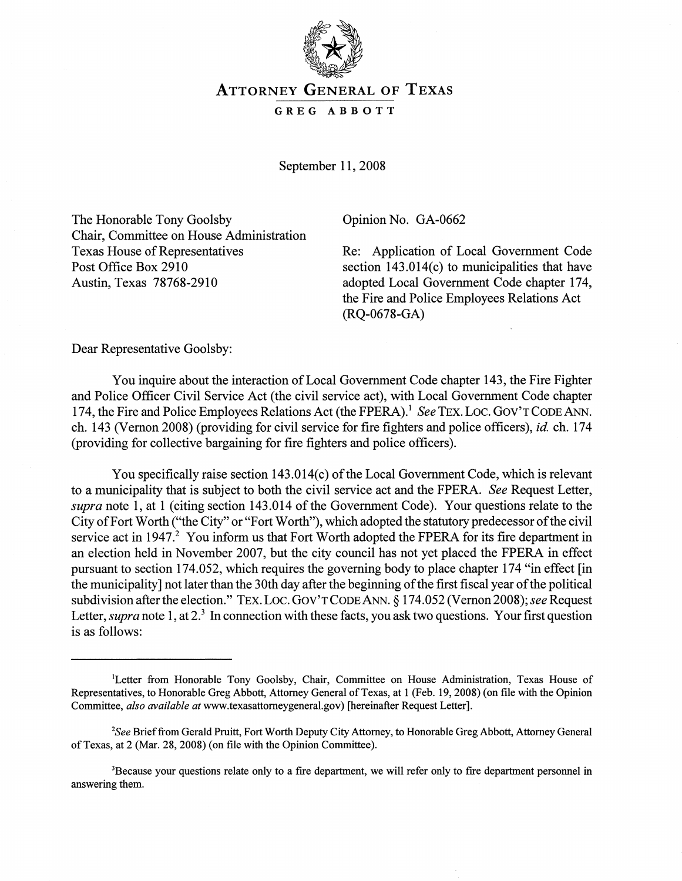# ATTORNEY GENERAL OF TEXAS

GREG ABBOTT

September 11, 2008

The Honorable Tony Goolsby
Chair, Committee on House Administration
Texas House of Representatives
Post Office Box 2910
Austin, Texas 78768-2910

Opinion No. GA-0662

Re: Application of Local Government Code section 143.014(c) to municipalities that have adopted Local Government Code chapter 174, the Fire and Police Employees Relations Act (RQ-0678-GA)

Dear Representative Goolsby:

You inquire about the interaction of Local Government Code chapter 143, the Fire Fighter and Police Officer Civil Service Act (the civil service act), with Local Government Code chapter 174, the Fire and Police Employees Relations Act (the FPERA).[1] *See* TEX. LOC. GOV'T CODE ANN. ch. 143 (Vernon 2008) (providing for civil service for fire fighters and police officers), *id.* ch. 174 (providing for collective bargaining for fire fighters and police officers).

You specifically raise section 143.014(c) of the Local Government Code, which is relevant to a municipality that is subject to both the civil service act and the FPERA. *See* Request Letter, *supra* note 1, at 1 (citing section 143.014 of the Government Code). Your questions relate to the City of Fort Worth ("the City" or "Fort Worth"), which adopted the statutory predecessor of the civil service act in 1947.[2] You inform us that Fort Worth adopted the FPERA for its fire department in an election held in November 2007, but the city council has not yet placed the FPERA in effect pursuant to section 174.052, which requires the governing body to place chapter 174 "in effect [in the municipality] not later than the 30th day after the beginning of the first fiscal year of the political subdivision after the election." TEX. LOC. GOV'T CODE ANN. § 174.052 (Vernon 2008); *see* Request Letter, *supra* note 1, at 2.[3] In connection with these facts, you ask two questions. Your first question is as follows:

---

[1]Letter from Honorable Tony Goolsby, Chair, Committee on House Administration, Texas House of Representatives, to Honorable Greg Abbott, Attorney General of Texas, at 1 (Feb. 19, 2008) (on file with the Opinion Committee, *also available at* www.texasattorneygeneral.gov) [hereinafter Request Letter].

[2]*See* Brief from Gerald Pruitt, Fort Worth Deputy City Attorney, to Honorable Greg Abbott, Attorney General of Texas, at 2 (Mar. 28, 2008) (on file with the Opinion Committee).

[3]Because your questions relate only to a fire department, we will refer only to fire department personnel in answering them.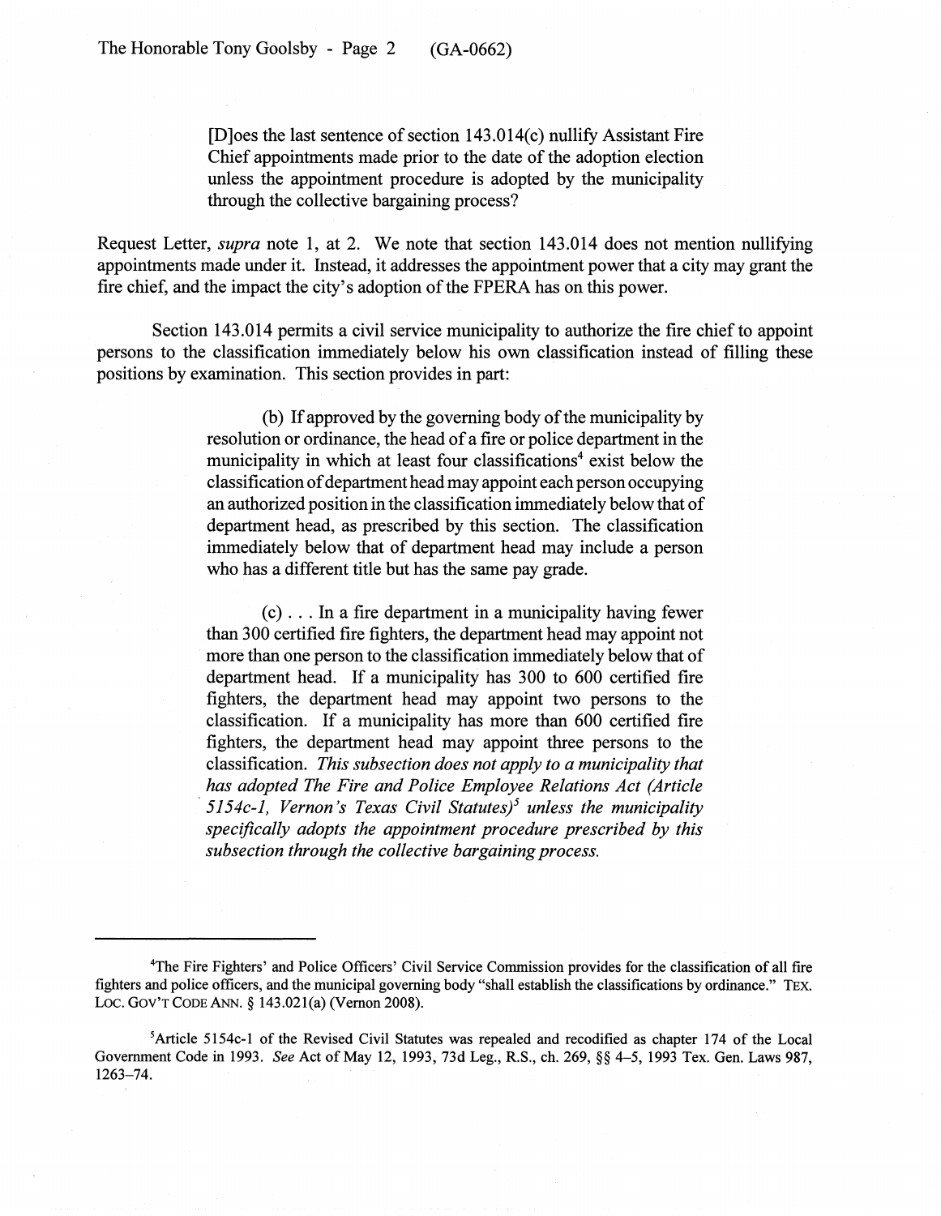> [D]oes the last sentence of section 143.014(c) nullify Assistant Fire Chief appointments made prior to the date of the adoption election unless the appointment procedure is adopted by the municipality through the collective bargaining process?

Request Letter, *supra* note 1, at 2. We note that section 143.014 does not mention nullifying appointments made under it. Instead, it addresses the appointment power that a city may grant the fire chief, and the impact the city's adoption of the FPERA has on this power.

Section 143.014 permits a civil service municipality to authorize the fire chief to appoint persons to the classification immediately below his own classification instead of filling these positions by examination. This section provides in part:

> (b) If approved by the governing body of the municipality by resolution or ordinance, the head of a fire or police department in the municipality in which at least four classifications[4] exist below the classification of department head may appoint each person occupying an authorized position in the classification immediately below that of department head, as prescribed by this section. The classification immediately below that of department head may include a person who has a different title but has the same pay grade.
>
> (c) . . . In a fire department in a municipality having fewer than 300 certified fire fighters, the department head may appoint not more than one person to the classification immediately below that of department head. If a municipality has 300 to 600 certified fire fighters, the department head may appoint two persons to the classification. If a municipality has more than 600 certified fire fighters, the department head may appoint three persons to the classification. *This subsection does not apply to a municipality that has adopted The Fire and Police Employee Relations Act (Article 5154c-1, Vernon's Texas Civil Statutes)*[5] *unless the municipality specifically adopts the appointment procedure prescribed by this subsection through the collective bargaining process.*

---

[4]The Fire Fighters' and Police Officers' Civil Service Commission provides for the classification of all fire fighters and police officers, and the municipal governing body "shall establish the classifications by ordinance." TEX. LOC. GOV'T CODE ANN. § 143.021(a) (Vernon 2008).

[5]Article 5154c-1 of the Revised Civil Statutes was repealed and recodified as chapter 174 of the Local Government Code in 1993. *See* Act of May 12, 1993, 73d Leg., R.S., ch. 269, §§ 4–5, 1993 Tex. Gen. Laws 987, 1263–74.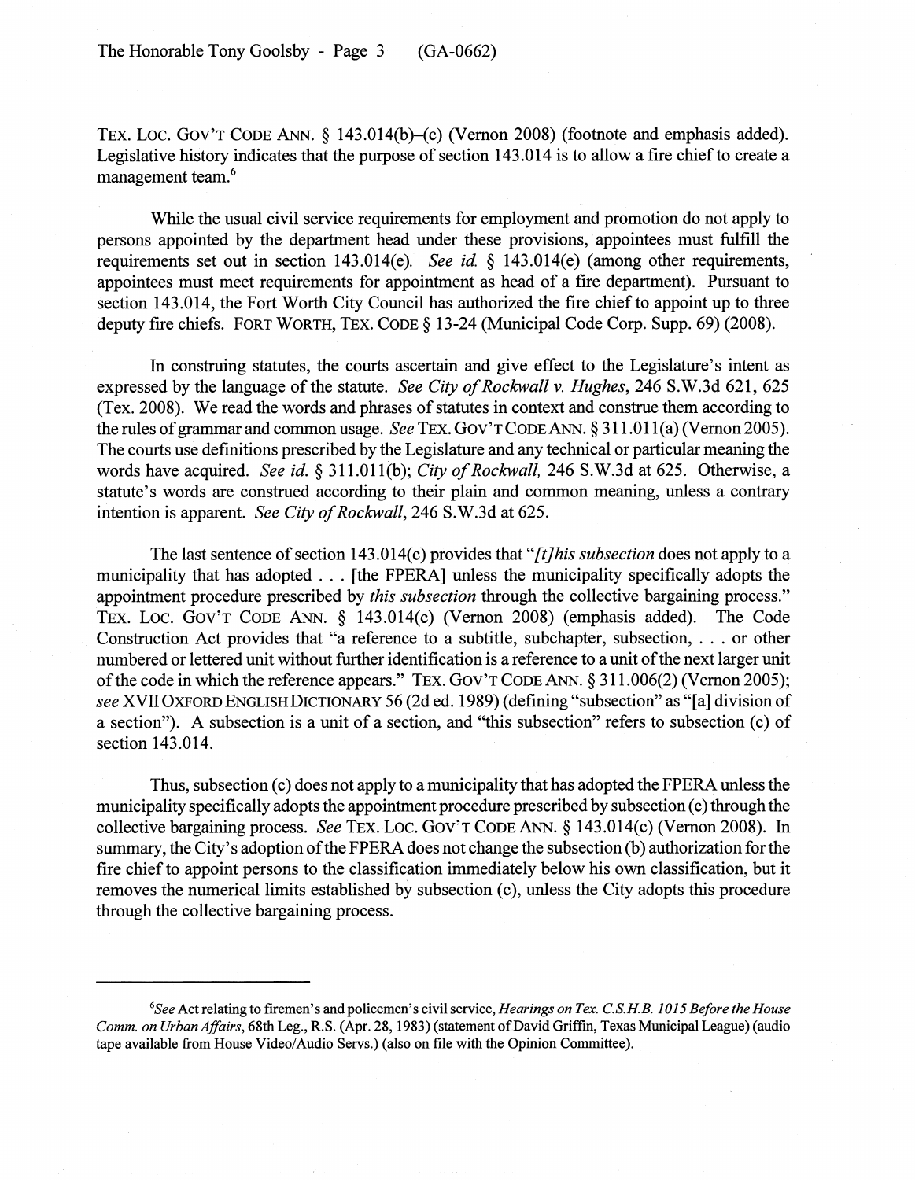TEX. LOC. GOV'T CODE ANN. § 143.014(b)–(c) (Vernon 2008) (footnote and emphasis added). Legislative history indicates that the purpose of section 143.014 is to allow a fire chief to create a management team.[6]

While the usual civil service requirements for employment and promotion do not apply to persons appointed by the department head under these provisions, appointees must fulfill the requirements set out in section 143.014(e). *See id.* § 143.014(e) (among other requirements, appointees must meet requirements for appointment as head of a fire department). Pursuant to section 143.014, the Fort Worth City Council has authorized the fire chief to appoint up to three deputy fire chiefs. FORT WORTH, TEX. CODE § 13-24 (Municipal Code Corp. Supp. 69) (2008).

In construing statutes, the courts ascertain and give effect to the Legislature's intent as expressed by the language of the statute. *See City of Rockwall v. Hughes*, 246 S.W.3d 621, 625 (Tex. 2008). We read the words and phrases of statutes in context and construe them according to the rules of grammar and common usage. *See* TEX. GOV'T CODE ANN. § 311.011(a) (Vernon 2005). The courts use definitions prescribed by the Legislature and any technical or particular meaning the words have acquired. *See id.* § 311.011(b); *City of Rockwall,* 246 S.W.3d at 625. Otherwise, a statute's words are construed according to their plain and common meaning, unless a contrary intention is apparent. *See City of Rockwall*, 246 S.W.3d at 625.

The last sentence of section 143.014(c) provides that "*[t]his subsection* does not apply to a municipality that has adopted . . . [the FPERA] unless the municipality specifically adopts the appointment procedure prescribed by *this subsection* through the collective bargaining process." TEX. LOC. GOV'T CODE ANN. § 143.014(c) (Vernon 2008) (emphasis added). The Code Construction Act provides that "a reference to a subtitle, subchapter, subsection, . . . or other numbered or lettered unit without further identification is a reference to a unit of the next larger unit of the code in which the reference appears." TEX. GOV'T CODE ANN. § 311.006(2) (Vernon 2005); *see* XVII OXFORD ENGLISH DICTIONARY 56 (2d ed. 1989) (defining "subsection" as "[a] division of a section"). A subsection is a unit of a section, and "this subsection" refers to subsection (c) of section 143.014.

Thus, subsection (c) does not apply to a municipality that has adopted the FPERA unless the municipality specifically adopts the appointment procedure prescribed by subsection (c) through the collective bargaining process. *See* TEX. LOC. GOV'T CODE ANN. § 143.014(c) (Vernon 2008). In summary, the City's adoption of the FPERA does not change the subsection (b) authorization for the fire chief to appoint persons to the classification immediately below his own classification, but it removes the numerical limits established by subsection (c), unless the City adopts this procedure through the collective bargaining process.

---

[6]*See* Act relating to firemen's and policemen's civil service, *Hearings on Tex. C.S.H.B. 1015 Before the House Comm. on Urban Affairs*, 68th Leg., R.S. (Apr. 28, 1983) (statement of David Griffin, Texas Municipal League) (audio tape available from House Video/Audio Servs.) (also on file with the Opinion Committee).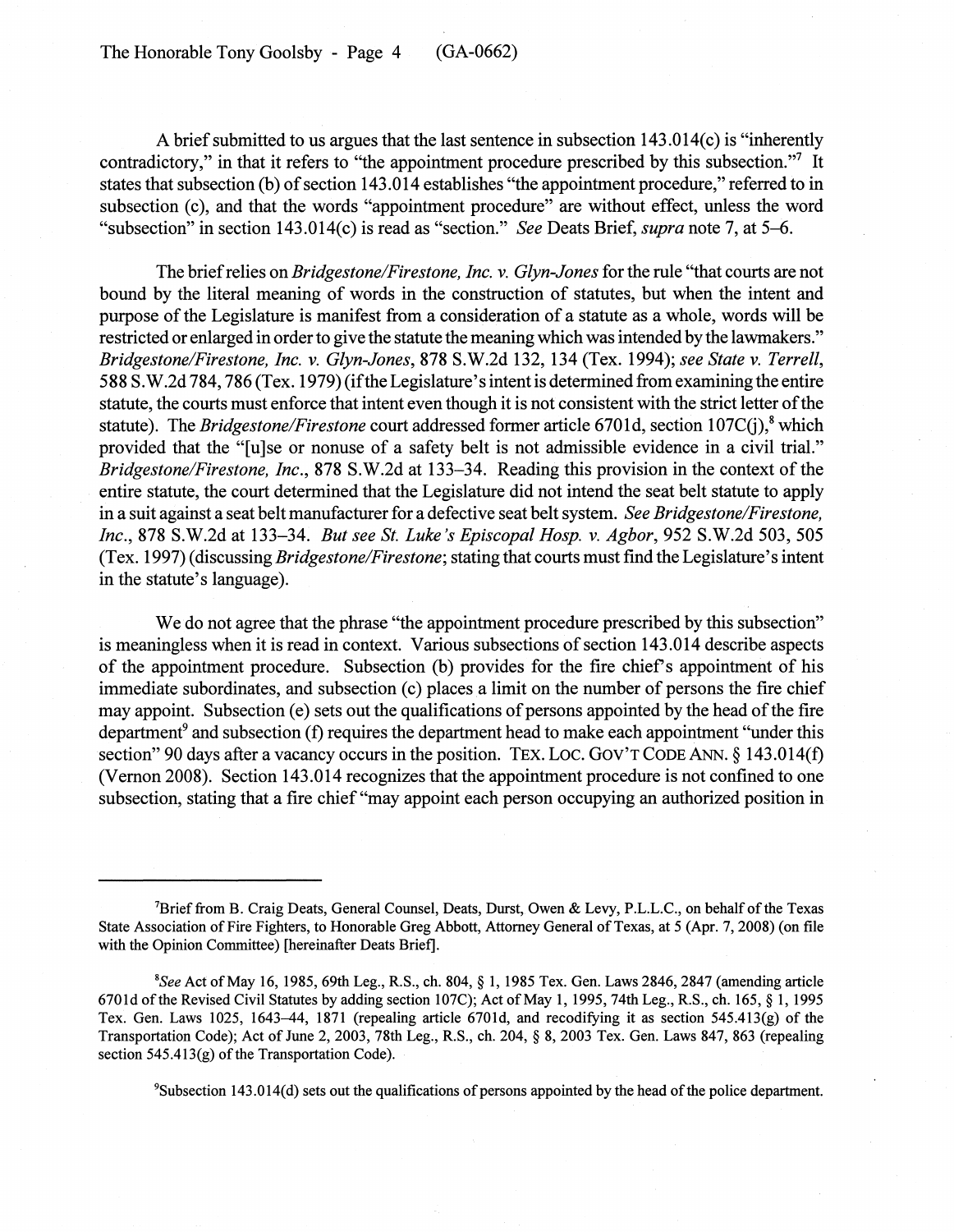A brief submitted to us argues that the last sentence in subsection 143.014(c) is "inherently contradictory," in that it refers to "the appointment procedure prescribed by this subsection."[7] It states that subsection (b) of section 143.014 establishes "the appointment procedure," referred to in subsection (c), and that the words "appointment procedure" are without effect, unless the word "subsection" in section 143.014(c) is read as "section." *See* Deats Brief, *supra* note 7, at 5–6.

The brief relies on *Bridgestone/Firestone, Inc. v. Glyn-Jones* for the rule "that courts are not bound by the literal meaning of words in the construction of statutes, but when the intent and purpose of the Legislature is manifest from a consideration of a statute as a whole, words will be restricted or enlarged in order to give the statute the meaning which was intended by the lawmakers." *Bridgestone/Firestone, Inc. v. Glyn-Jones*, 878 S.W.2d 132, 134 (Tex. 1994); *see State v. Terrell*, 588 S.W.2d 784, 786 (Tex. 1979) (if the Legislature's intent is determined from examining the entire statute, the courts must enforce that intent even though it is not consistent with the strict letter of the statute). The *Bridgestone/Firestone* court addressed former article 6701d, section 107C(j),[8] which provided that the "[u]se or nonuse of a safety belt is not admissible evidence in a civil trial." *Bridgestone/Firestone, Inc.*, 878 S.W.2d at 133–34. Reading this provision in the context of the entire statute, the court determined that the Legislature did not intend the seat belt statute to apply in a suit against a seat belt manufacturer for a defective seat belt system. *See Bridgestone/Firestone, Inc.*, 878 S.W.2d at 133–34. *But see St. Luke's Episcopal Hosp. v. Agbor*, 952 S.W.2d 503, 505 (Tex. 1997) (discussing *Bridgestone/Firestone*; stating that courts must find the Legislature's intent in the statute's language).

We do not agree that the phrase "the appointment procedure prescribed by this subsection" is meaningless when it is read in context. Various subsections of section 143.014 describe aspects of the appointment procedure. Subsection (b) provides for the fire chief's appointment of his immediate subordinates, and subsection (c) places a limit on the number of persons the fire chief may appoint. Subsection (e) sets out the qualifications of persons appointed by the head of the fire department[9] and subsection (f) requires the department head to make each appointment "under this section" 90 days after a vacancy occurs in the position. TEX. LOC. GOV'T CODE ANN. § 143.014(f) (Vernon 2008). Section 143.014 recognizes that the appointment procedure is not confined to one subsection, stating that a fire chief "may appoint each person occupying an authorized position in

---

[7]Brief from B. Craig Deats, General Counsel, Deats, Durst, Owen & Levy, P.L.L.C., on behalf of the Texas State Association of Fire Fighters, to Honorable Greg Abbott, Attorney General of Texas, at 5 (Apr. 7, 2008) (on file with the Opinion Committee) [hereinafter Deats Brief].

[8]*See* Act of May 16, 1985, 69th Leg., R.S., ch. 804, § 1, 1985 Tex. Gen. Laws 2846, 2847 (amending article 6701d of the Revised Civil Statutes by adding section 107C); Act of May 1, 1995, 74th Leg., R.S., ch. 165, § 1, 1995 Tex. Gen. Laws 1025, 1643–44, 1871 (repealing article 6701d, and recodifying it as section 545.413(g) of the Transportation Code); Act of June 2, 2003, 78th Leg., R.S., ch. 204, § 8, 2003 Tex. Gen. Laws 847, 863 (repealing section 545.413(g) of the Transportation Code).

[9]Subsection 143.014(d) sets out the qualifications of persons appointed by the head of the police department.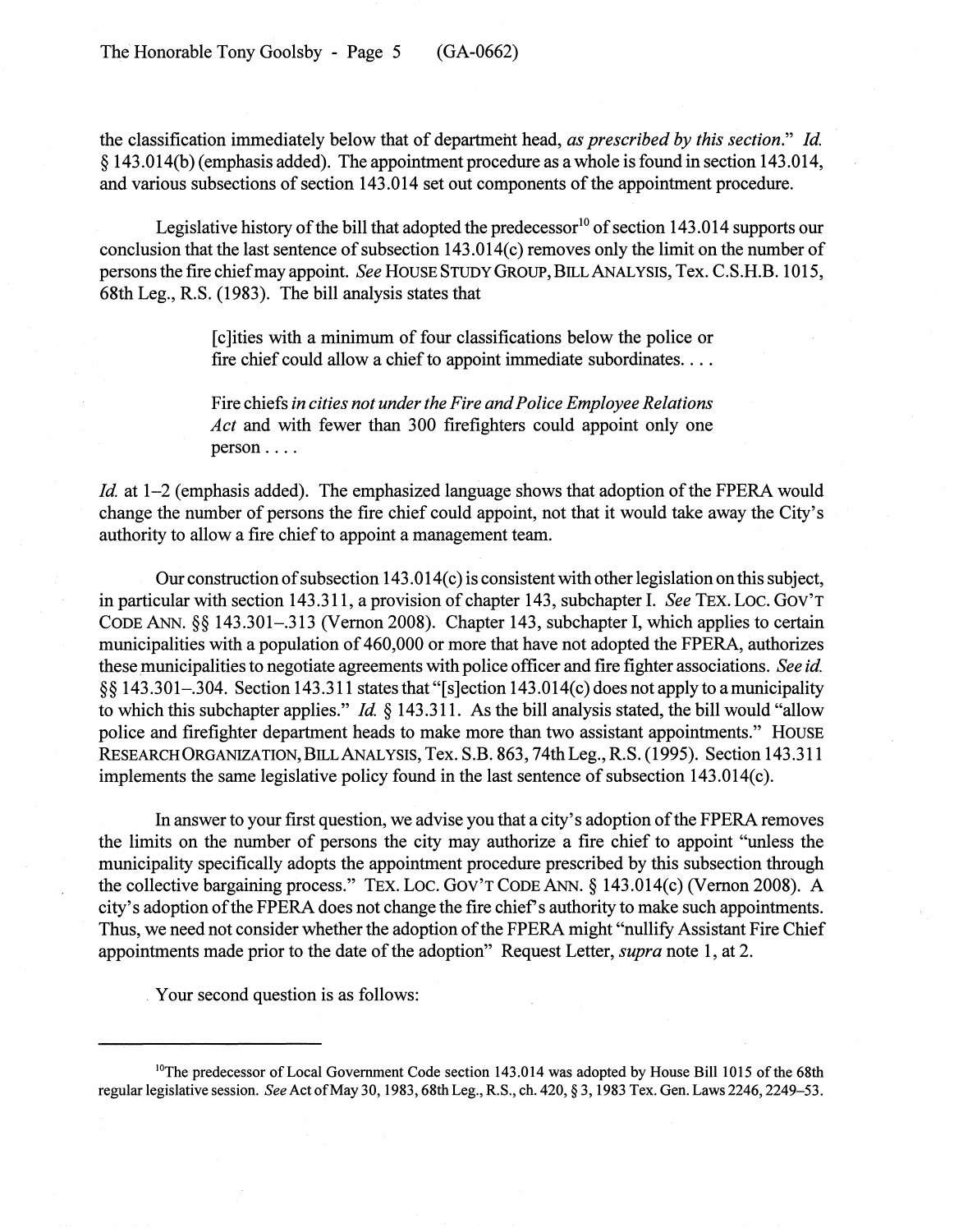the classification immediately below that of department head, *as prescribed by this section*." *Id.* § 143.014(b) (emphasis added). The appointment procedure as a whole is found in section 143.014, and various subsections of section 143.014 set out components of the appointment procedure.

Legislative history of the bill that adopted the predecessor[10] of section 143.014 supports our conclusion that the last sentence of subsection 143.014(c) removes only the limit on the number of persons the fire chief may appoint. *See* HOUSE STUDY GROUP, BILL ANALYSIS, Tex. C.S.H.B. 1015, 68th Leg., R.S. (1983). The bill analysis states that

> [c]ities with a minimum of four classifications below the police or fire chief could allow a chief to appoint immediate subordinates. . . .
>
> Fire chiefs *in cities not under the Fire and Police Employee Relations Act* and with fewer than 300 firefighters could appoint only one person . . . .

*Id.* at 1–2 (emphasis added). The emphasized language shows that adoption of the FPERA would change the number of persons the fire chief could appoint, not that it would take away the City's authority to allow a fire chief to appoint a management team.

Our construction of subsection 143.014(c) is consistent with other legislation on this subject, in particular with section 143.311, a provision of chapter 143, subchapter I. *See* TEX. LOC. GOV'T CODE ANN. §§ 143.301–.313 (Vernon 2008). Chapter 143, subchapter I, which applies to certain municipalities with a population of 460,000 or more that have not adopted the FPERA, authorizes these municipalities to negotiate agreements with police officer and fire fighter associations. *See id.* §§ 143.301–.304. Section 143.311 states that "[s]ection 143.014(c) does not apply to a municipality to which this subchapter applies." *Id.* § 143.311. As the bill analysis stated, the bill would "allow police and firefighter department heads to make more than two assistant appointments." HOUSE RESEARCH ORGANIZATION, BILL ANALYSIS, Tex. S.B. 863, 74th Leg., R.S. (1995). Section 143.311 implements the same legislative policy found in the last sentence of subsection 143.014(c).

In answer to your first question, we advise you that a city's adoption of the FPERA removes the limits on the number of persons the city may authorize a fire chief to appoint "unless the municipality specifically adopts the appointment procedure prescribed by this subsection through the collective bargaining process." TEX. LOC. GOV'T CODE ANN. § 143.014(c) (Vernon 2008). A city's adoption of the FPERA does not change the fire chief's authority to make such appointments. Thus, we need not consider whether the adoption of the FPERA might "nullify Assistant Fire Chief appointments made prior to the date of the adoption" Request Letter, *supra* note 1, at 2.

Your second question is as follows:

---

[10]The predecessor of Local Government Code section 143.014 was adopted by House Bill 1015 of the 68th regular legislative session. *See* Act of May 30, 1983, 68th Leg., R.S., ch. 420, § 3, 1983 Tex. Gen. Laws 2246, 2249–53.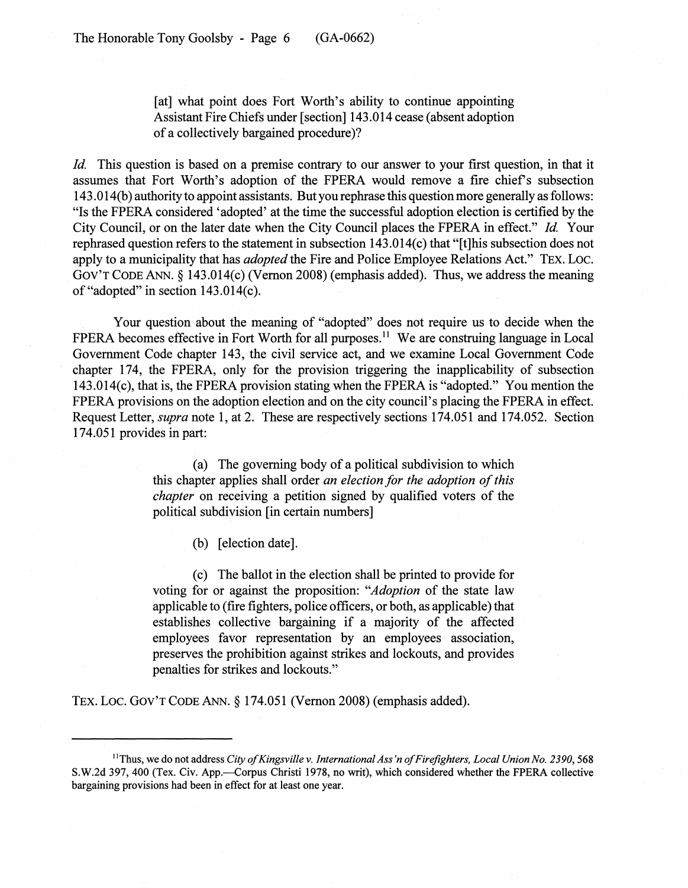> [at] what point does Fort Worth's ability to continue appointing Assistant Fire Chiefs under [section] 143.014 cease (absent adoption of a collectively bargained procedure)?

*Id.* This question is based on a premise contrary to our answer to your first question, in that it assumes that Fort Worth's adoption of the FPERA would remove a fire chief's subsection 143.014(b) authority to appoint assistants. But you rephrase this question more generally as follows: "Is the FPERA considered 'adopted' at the time the successful adoption election is certified by the City Council, or on the later date when the City Council places the FPERA in effect." *Id.* Your rephrased question refers to the statement in subsection 143.014(c) that "[t]his subsection does not apply to a municipality that has *adopted* the Fire and Police Employee Relations Act." TEX. LOC. GOV'T CODE ANN. § 143.014(c) (Vernon 2008) (emphasis added). Thus, we address the meaning of "adopted" in section 143.014(c).

Your question about the meaning of "adopted" does not require us to decide when the FPERA becomes effective in Fort Worth for all purposes.[11] We are construing language in Local Government Code chapter 143, the civil service act, and we examine Local Government Code chapter 174, the FPERA, only for the provision triggering the inapplicability of subsection 143.014(c), that is, the FPERA provision stating when the FPERA is "adopted." You mention the FPERA provisions on the adoption election and on the city council's placing the FPERA in effect. Request Letter, *supra* note 1, at 2. These are respectively sections 174.051 and 174.052. Section 174.051 provides in part:

> (a) The governing body of a political subdivision to which this chapter applies shall order *an election for the adoption of this chapter* on receiving a petition signed by qualified voters of the political subdivision [in certain numbers]
>
> (b) [election date].
>
> (c) The ballot in the election shall be printed to provide for voting for or against the proposition: "*Adoption* of the state law applicable to (fire fighters, police officers, or both, as applicable) that establishes collective bargaining if a majority of the affected employees favor representation by an employees association, preserves the prohibition against strikes and lockouts, and provides penalties for strikes and lockouts."

TEX. LOC. GOV'T CODE ANN. § 174.051 (Vernon 2008) (emphasis added).

---

[11] Thus, we do not address *City of Kingsville v. International Ass'n of Firefighters, Local Union No. 2390*, 568 S.W.2d 397, 400 (Tex. Civ. App.—Corpus Christi 1978, no writ), which considered whether the FPERA collective bargaining provisions had been in effect for at least one year.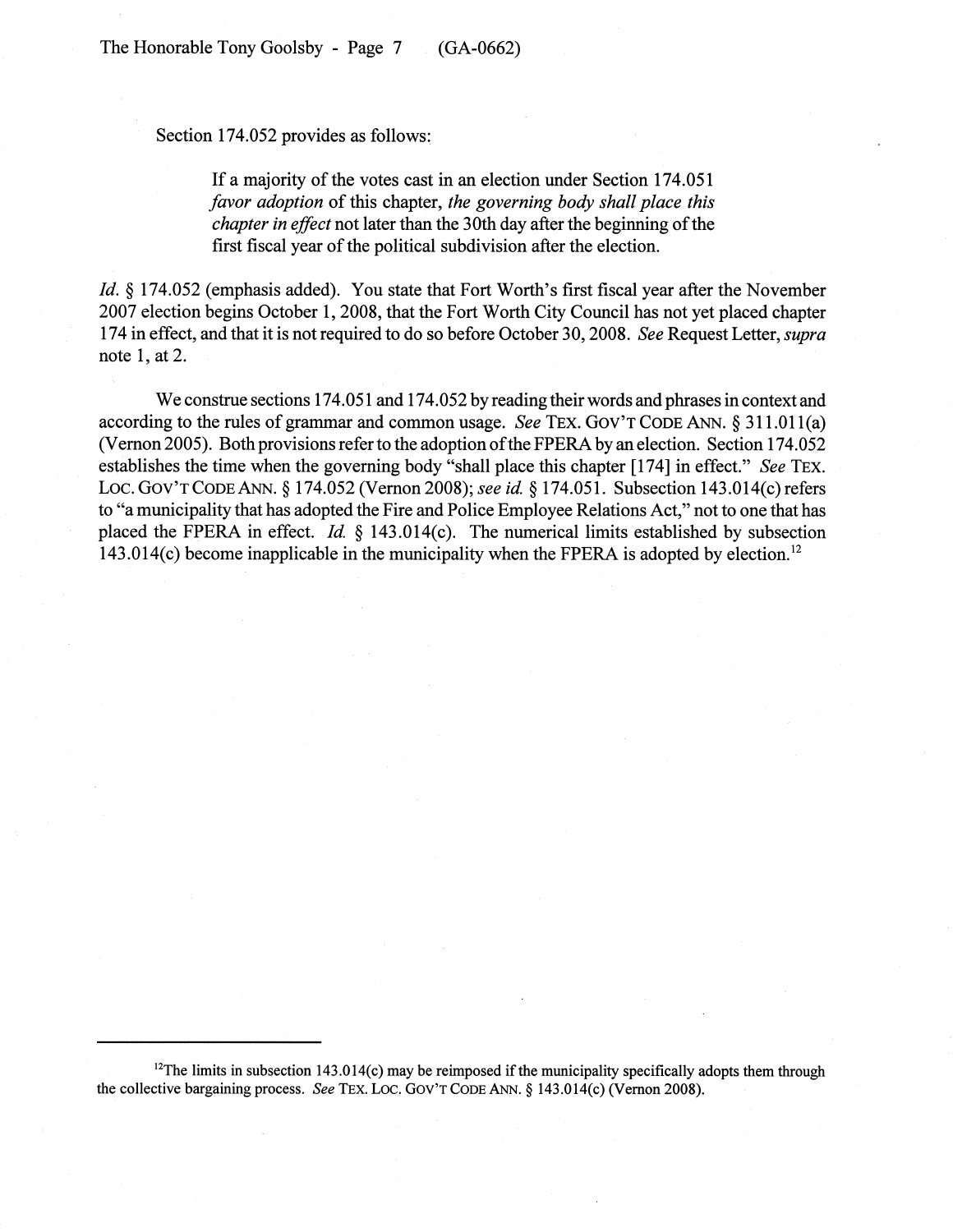Section 174.052 provides as follows:

> If a majority of the votes cast in an election under Section 174.051 *favor adoption* of this chapter, *the governing body shall place this chapter in effect* not later than the 30th day after the beginning of the first fiscal year of the political subdivision after the election.

*Id.* § 174.052 (emphasis added). You state that Fort Worth's first fiscal year after the November 2007 election begins October 1, 2008, that the Fort Worth City Council has not yet placed chapter 174 in effect, and that it is not required to do so before October 30, 2008. *See* Request Letter, *supra* note 1, at 2.

We construe sections 174.051 and 174.052 by reading their words and phrases in context and according to the rules of grammar and common usage. *See* TEX. GOV'T CODE ANN. § 311.011(a) (Vernon 2005). Both provisions refer to the adoption of the FPERA by an election. Section 174.052 establishes the time when the governing body "shall place this chapter [174] in effect." *See* TEX. LOC. GOV'T CODE ANN. § 174.052 (Vernon 2008); *see id.* § 174.051. Subsection 143.014(c) refers to "a municipality that has adopted the Fire and Police Employee Relations Act," not to one that has placed the FPERA in effect. *Id.* § 143.014(c). The numerical limits established by subsection 143.014(c) become inapplicable in the municipality when the FPERA is adopted by election.[12]

---

[12]The limits in subsection 143.014(c) may be reimposed if the municipality specifically adopts them through the collective bargaining process. *See* TEX. LOC. GOV'T CODE ANN. § 143.014(c) (Vernon 2008).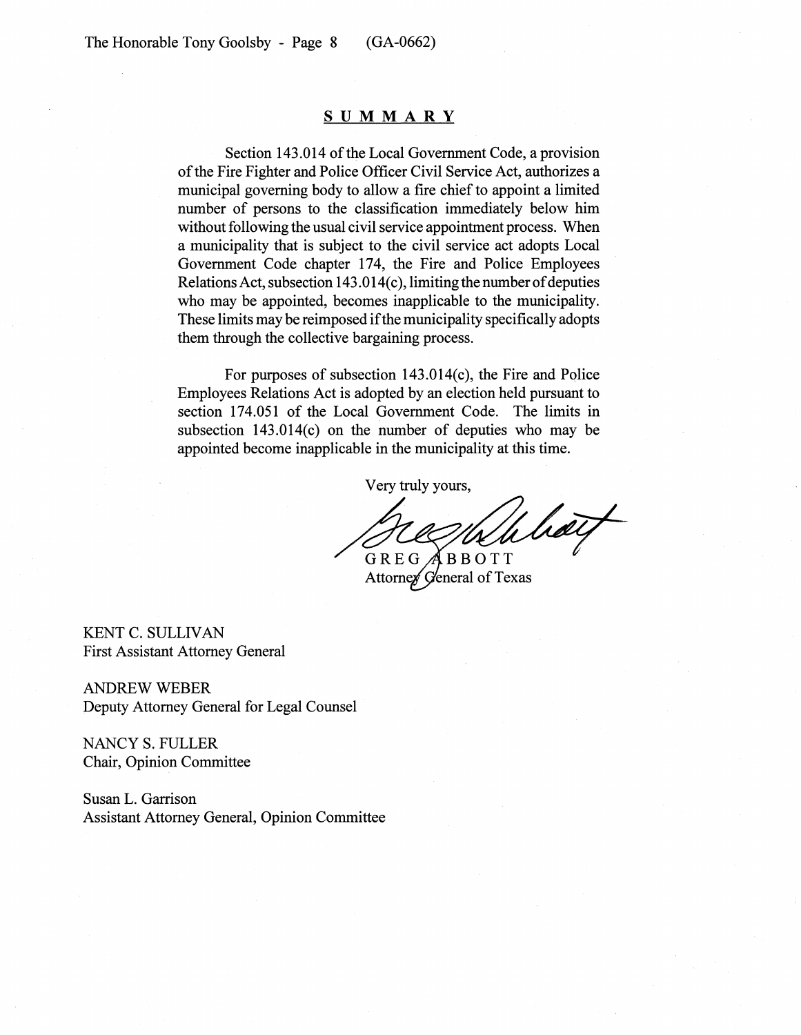## SUMMARY

Section 143.014 of the Local Government Code, a provision of the Fire Fighter and Police Officer Civil Service Act, authorizes a municipal governing body to allow a fire chief to appoint a limited number of persons to the classification immediately below him without following the usual civil service appointment process. When a municipality that is subject to the civil service act adopts Local Government Code chapter 174, the Fire and Police Employees Relations Act, subsection 143.014(c), limiting the number of deputies who may be appointed, becomes inapplicable to the municipality. These limits may be reimposed if the municipality specifically adopts them through the collective bargaining process.

For purposes of subsection 143.014(c), the Fire and Police Employees Relations Act is adopted by an election held pursuant to section 174.051 of the Local Government Code. The limits in subsection 143.014(c) on the number of deputies who may be appointed become inapplicable in the municipality at this time.

Very truly yours,

GREG ABBOTT
Attorney General of Texas

KENT C. SULLIVAN
First Assistant Attorney General

ANDREW WEBER
Deputy Attorney General for Legal Counsel

NANCY S. FULLER
Chair, Opinion Committee

Susan L. Garrison
Assistant Attorney General, Opinion Committee